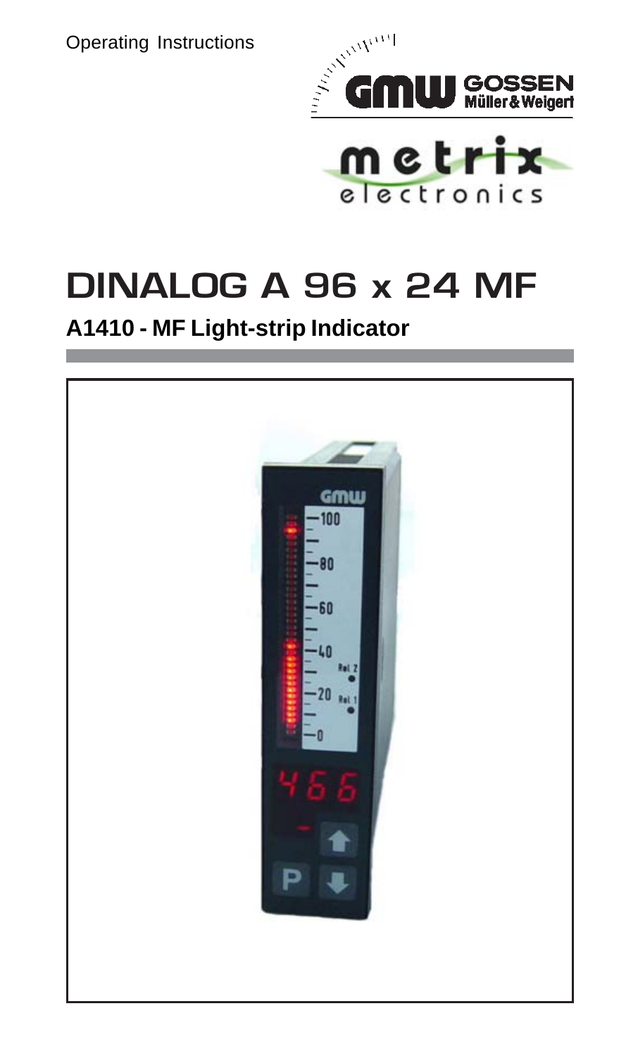Operating Instructions

GMW GOSSEN Müller & Weigert

metrix electronics

# DINALOG A 96 x 24 MF

## A1410 - MF Light-strip Indicator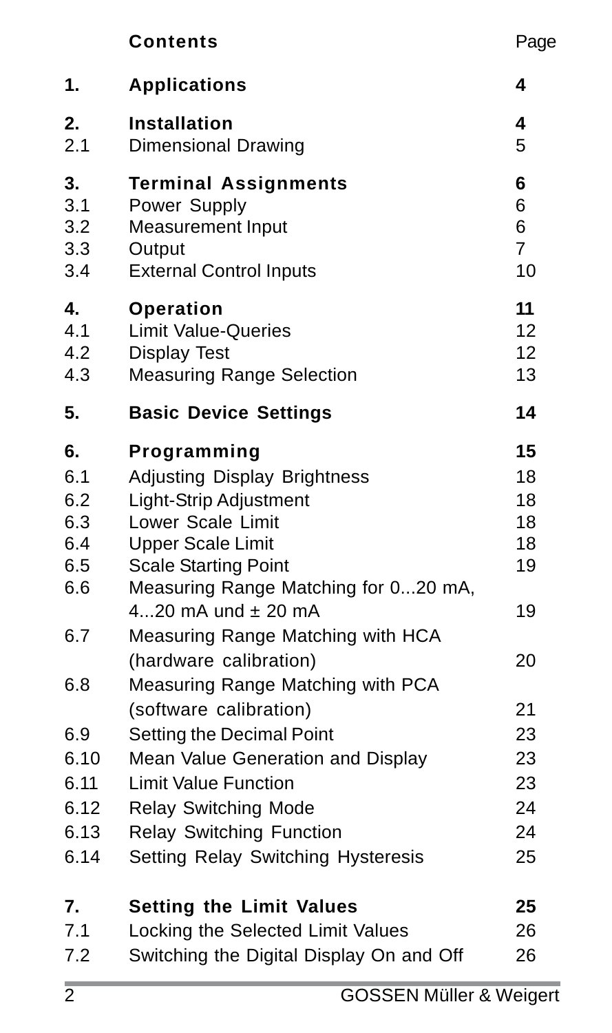# Contents

| | Contents | Page |
|---|---|---|
| **1.** | **Applications** | **4** |
| **2.** | **Installation** | **4** |
| 2.1 | Dimensional Drawing | 5 |
| **3.** | **Terminal Assignments** | **6** |
| 3.1 | Power Supply | 6 |
| 3.2 | Measurement Input | 6 |
| 3.3 | Output | 7 |
| 3.4 | External Control Inputs | 10 |
| **4.** | **Operation** | **11** |
| 4.1 | Limit Value-Queries | 12 |
| 4.2 | Display Test | 12 |
| 4.3 | Measuring Range Selection | 13 |
| **5.** | **Basic Device Settings** | **14** |
| **6.** | **Programming** | **15** |
| 6.1 | Adjusting Display Brightness | 18 |
| 6.2 | Light-Strip Adjustment | 18 |
| 6.3 | Lower Scale Limit | 18 |
| 6.4 | Upper Scale Limit | 18 |
| 6.5 | Scale Starting Point | 19 |
| 6.6 | Measuring Range Matching for 0...20 mA, 4...20 mA und ± 20 mA | 19 |
| 6.7 | Measuring Range Matching with HCA (hardware calibration) | 20 |
| 6.8 | Measuring Range Matching with PCA (software calibration) | 21 |
| 6.9 | Setting the Decimal Point | 23 |
| 6.10 | Mean Value Generation and Display | 23 |
| 6.11 | Limit Value Function | 23 |
| 6.12 | Relay Switching Mode | 24 |
| 6.13 | Relay Switching Function | 24 |
| 6.14 | Setting Relay Switching Hysteresis | 25 |
| **7.** | **Setting the Limit Values** | **25** |
| 7.1 | Locking the Selected Limit Values | 26 |
| 7.2 | Switching the Digital Display On and Off | 26 |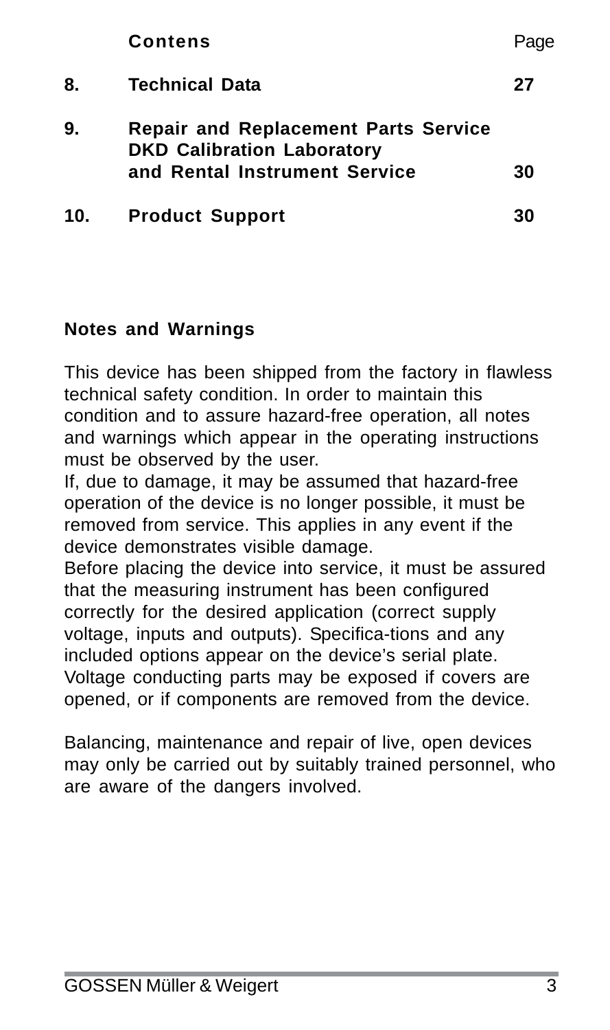| | **Contens** | Page |
|---|---|---|
| **8.** | **Technical Data** | **27** |
| **9.** | **Repair and Replacement Parts Service DKD Calibration Laboratory and Rental Instrument Service** | **30** |
| **10.** | **Product Support** | **30** |

**Notes and Warnings**

This device has been shipped from the factory in flawless technical safety condition. In order to maintain this condition and to assure hazard-free operation, all notes and warnings which appear in the operating instructions must be observed by the user.
If, due to damage, it may be assumed that hazard-free operation of the device is no longer possible, it must be removed from service. This applies in any event if the device demonstrates visible damage.
Before placing the device into service, it must be assured that the measuring instrument has been configured correctly for the desired application (correct supply voltage, inputs and outputs). Specifica-tions and any included options appear on the device's serial plate.
Voltage conducting parts may be exposed if covers are opened, or if components are removed from the device.

Balancing, maintenance and repair of live, open devices may only be carried out by suitably trained personnel, who are aware of the dangers involved.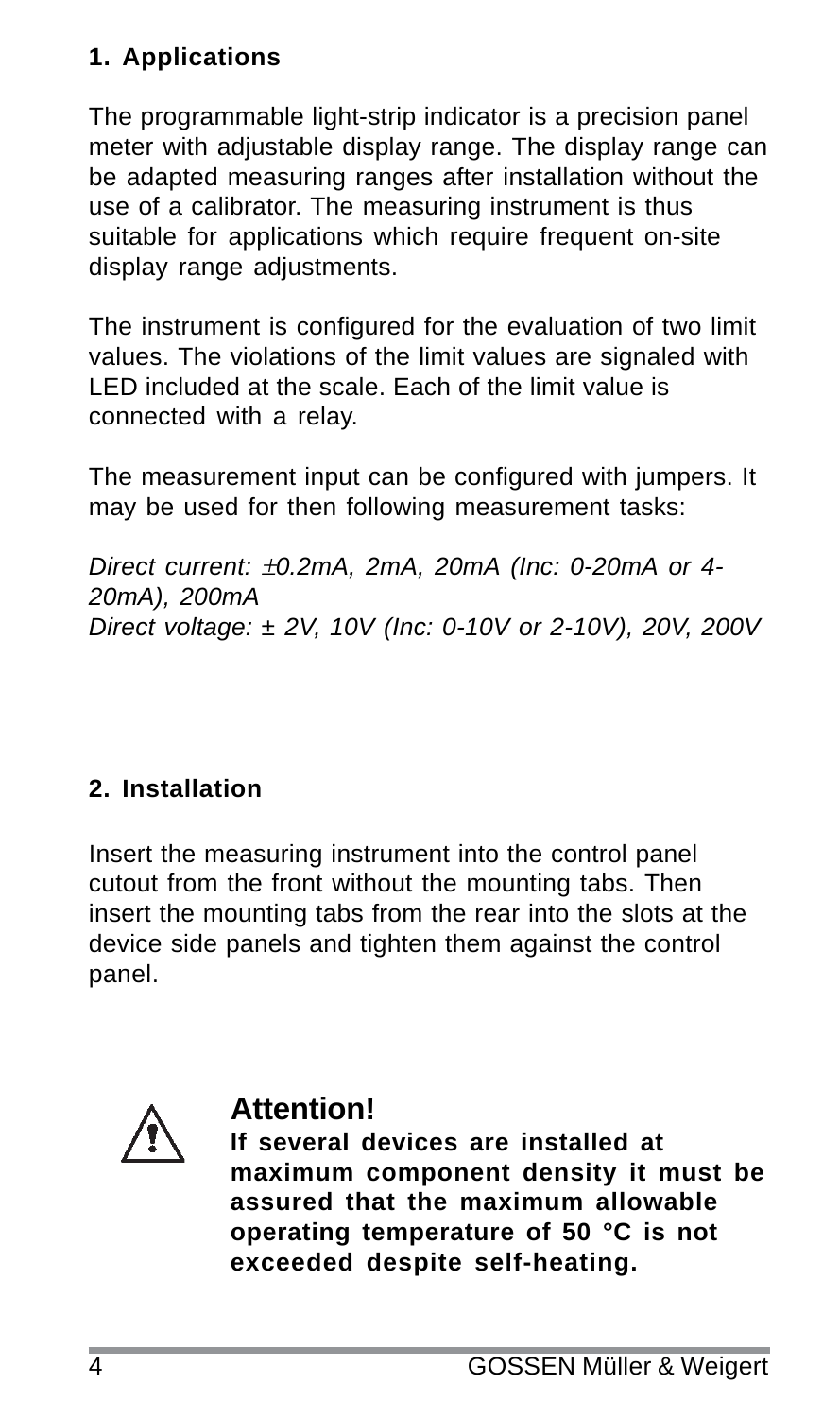## 1. Applications

The programmable light-strip indicator is a precision panel meter with adjustable display range. The display range can be adapted measuring ranges after installation without the use of a calibrator. The measuring instrument is thus suitable for applications which require frequent on-site display range adjustments.

The instrument is configured for the evaluation of two limit values. The violations of the limit values are signaled with LED included at the scale. Each of the limit value is connected with a relay.

The measurement input can be configured with jumpers. It may be used for then following measurement tasks:

*Direct current: ±0.2mA, 2mA, 20mA (Inc: 0-20mA or 4-20mA), 200mA*
*Direct voltage: ± 2V, 10V (Inc: 0-10V or 2-10V), 20V, 200V*

## 2. Installation

Insert the measuring instrument into the control panel cutout from the front without the mounting tabs. Then insert the mounting tabs from the rear into the slots at the device side panels and tighten them against the control panel.

**Attention!**
**If several devices are installed at maximum component density it must be assured that the maximum allowable operating temperature of 50 °C is not exceeded despite self-heating.**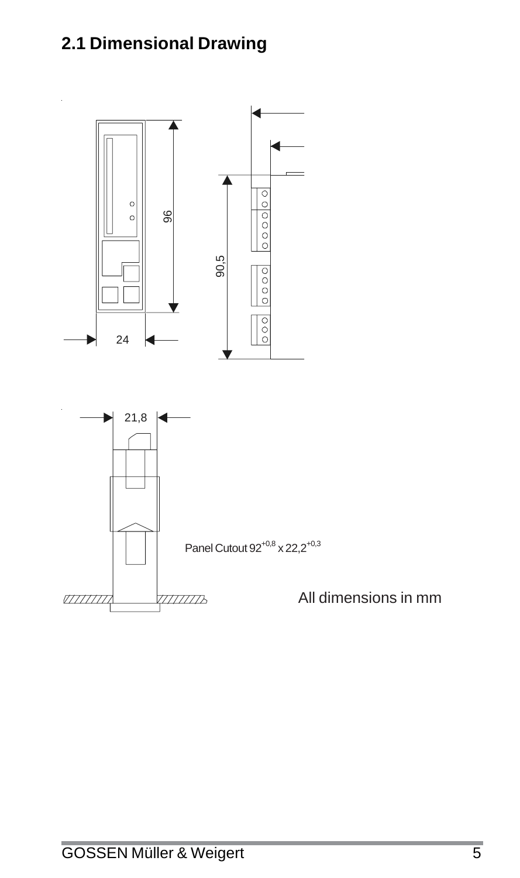## 2.1 Dimensional Drawing

96

24

90,5

21,8

Panel Cutout $92^{+0,8}$ x $22,2^{+0,3}$

All dimensions in mm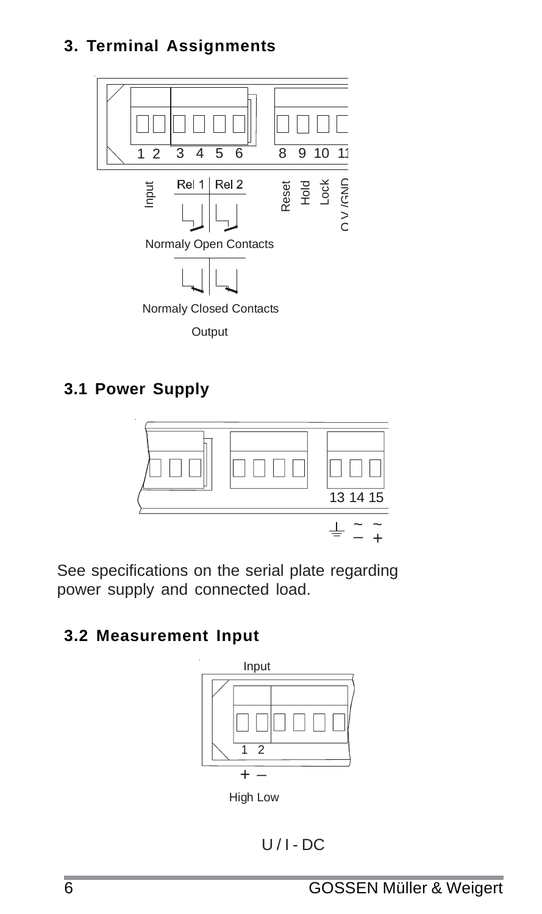## 3. Terminal Assignments

1 2 3 4 5 6 8 9 10 11

Input | Rel 1 | Rel 2 | Reset | Hold | Lock | 0 V /GND

Normaly Open Contacts

Normaly Closed Contacts

Output

## 3.1 Power Supply

13 14 15

⏚ ~ – ~ +

See specifications on the serial plate regarding power supply and connected load.

## 3.2 Measurement Input

Input

1 2

+ –

High Low

U / I - DC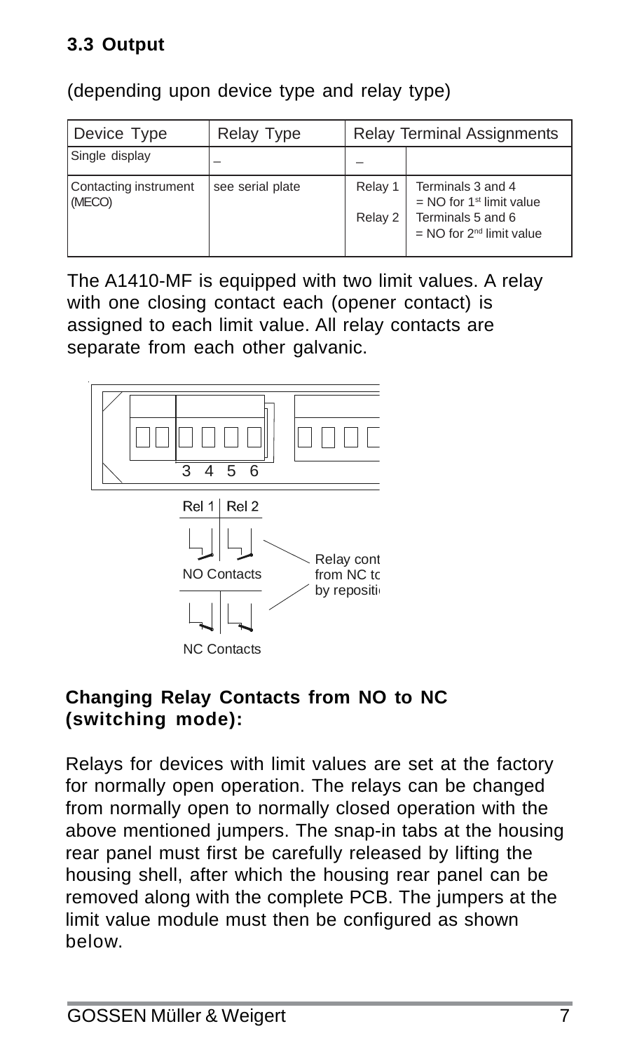### 3.3 Output

(depending upon device type and relay type)

| Device Type | Relay Type | Relay Terminal Assignments | |
|---|---|---|---|
| Single display | – | – | |
| Contacting instrument (MECO) | see serial plate | Relay 1<br>Relay 2 | Terminals 3 and 4 = NO for 1st limit value<br>Terminals 5 and 6 = NO for 2nd limit value |

The A1410-MF is equipped with two limit values. A relay with one closing contact each (opener contact) is assigned to each limit value. All relay contacts are separate from each other galvanic.

3 4 5 6

Rel 1 | Rel 2

NO Contacts

Relay cont from NC tc by repositi

NC Contacts

**Changing Relay Contacts from NO to NC (switching mode):**

Relays for devices with limit values are set at the factory for normally open operation. The relays can be changed from normally open to normally closed operation with the above mentioned jumpers. The snap-in tabs at the housing rear panel must first be carefully released by lifting the housing shell, after which the housing rear panel can be removed along with the complete PCB. The jumpers at the limit value module must then be configured as shown below.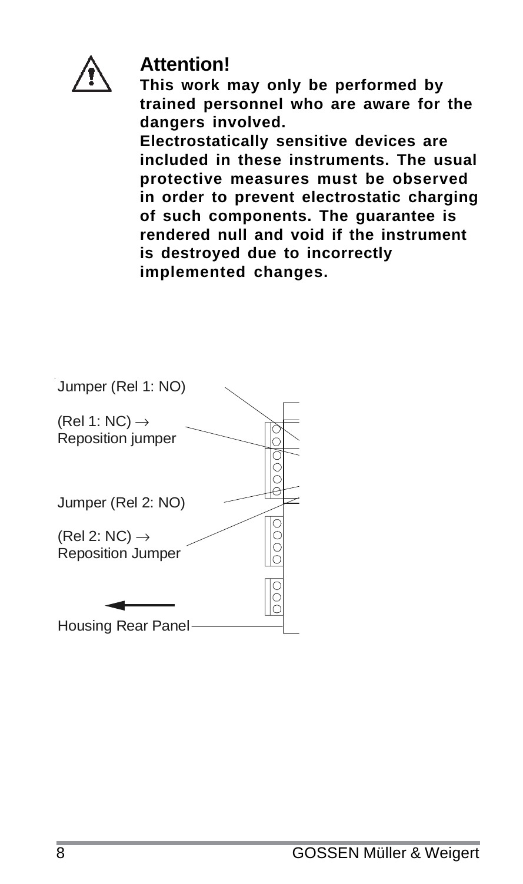**Attention!**

**This work may only be performed by trained personnel who are aware for the dangers involved.**
**Electrostatically sensitive devices are included in these instruments. The usual protective measures must be observed in order to prevent electrostatic charging of such components. The guarantee is rendered null and void if the instrument is destroyed due to incorrectly implemented changes.**

Jumper (Rel 1: NO)

(Rel 1: NC) → Reposition jumper

Jumper (Rel 2: NO)

(Rel 2: NC) → Reposition Jumper

Housing Rear Panel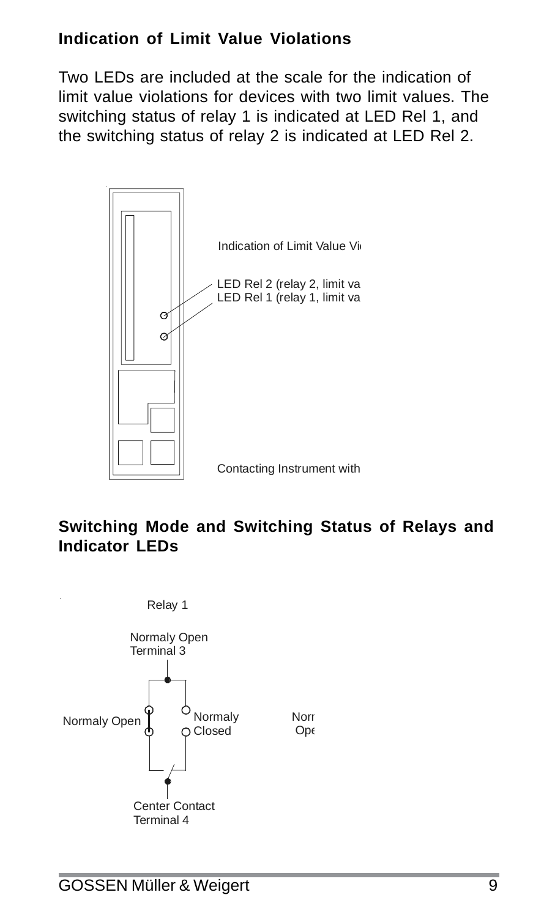## Indication of Limit Value Violations

Two LEDs are included at the scale for the indication of limit value violations for devices with two limit values. The switching status of relay 1 is indicated at LED Rel 1, and the switching status of relay 2 is indicated at LED Rel 2.

Indication of Limit Value Vi

LED Rel 2 (relay 2, limit va
LED Rel 1 (relay 1, limit va

Contacting Instrument with

## Switching Mode and Switching Status of Relays and Indicator LEDs

Relay 1

Normaly Open
Terminal 3

Normaly Open

Normaly
Closed

Norr
Ope

Center Contact
Terminal 4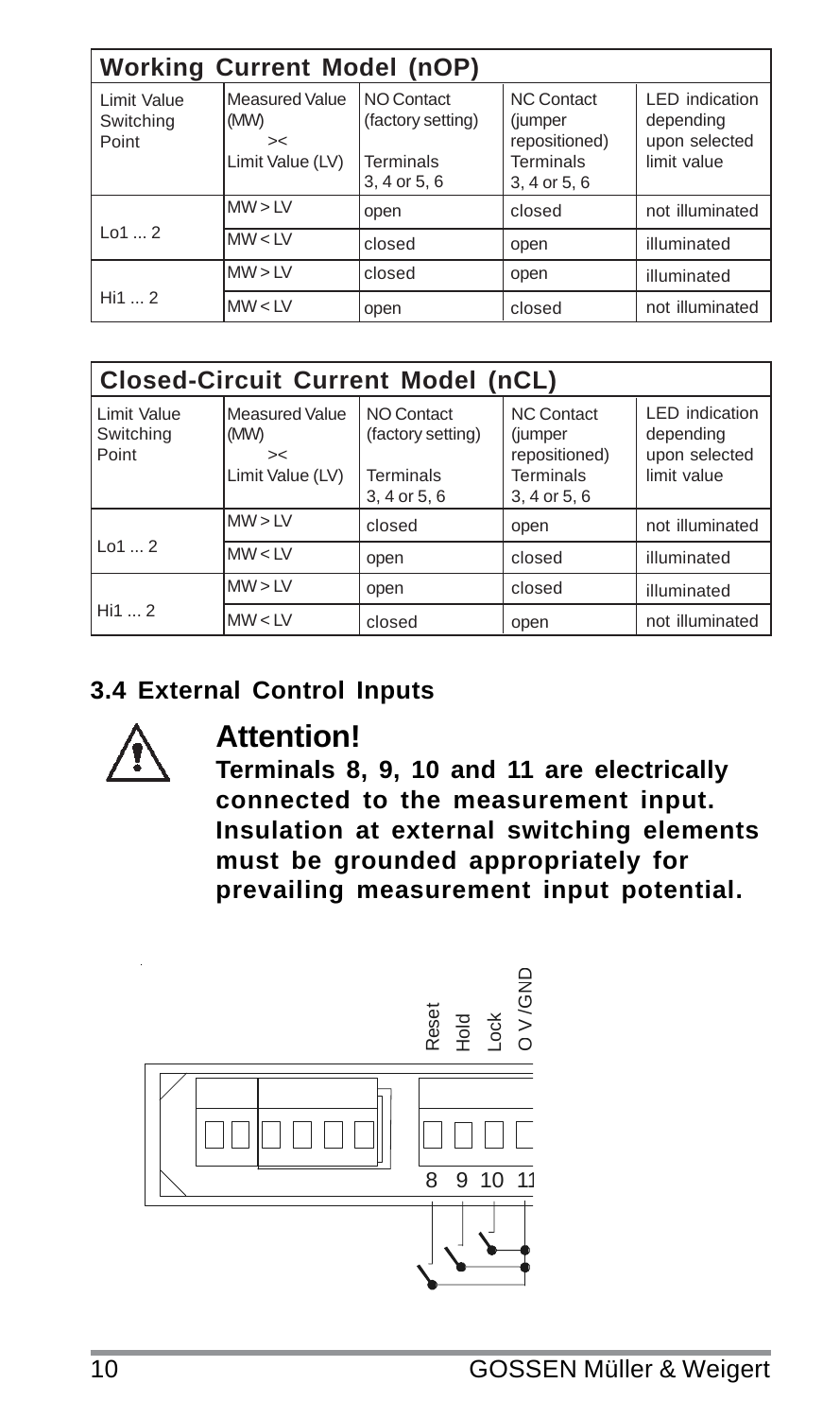| **Working Current Model (nOP)** | | | | |
|---|---|---|---|---|
| Limit Value Switching Point | Measured Value (MW) >< Limit Value (LV) | NO Contact (factory setting) Terminals 3, 4 or 5, 6 | NC Contact (jumper repositioned) Terminals 3, 4 or 5, 6 | LED indication depending upon selected limit value |
| Lo1 ... 2 | MW > LV | open | closed | not illuminated |
| | MW < LV | closed | open | illuminated |
| Hi1 ... 2 | MW > LV | closed | open | illuminated |
| | MW < LV | open | closed | not illuminated |

| **Closed-Circuit Current Model (nCL)** | | | | |
|---|---|---|---|---|
| Limit Value Switching Point | Measured Value (MW) >< Limit Value (LV) | NO Contact (factory setting) Terminals 3, 4 or 5, 6 | NC Contact (jumper repositioned) Terminals 3, 4 or 5, 6 | LED indication depending upon selected limit value |
| Lo1 ... 2 | MW > LV | closed | open | not illuminated |
| | MW < LV | open | closed | illuminated |
| Hi1 ... 2 | MW > LV | open | closed | illuminated |
| | MW < LV | closed | open | not illuminated |

### 3.4 External Control Inputs

## Attention!

**Terminals 8, 9, 10 and 11 are electrically connected to the measurement input. Insulation at external switching elements must be grounded appropriately for prevailing measurement input potential.**

Reset Hold Lock O V/GND

8 9 10 11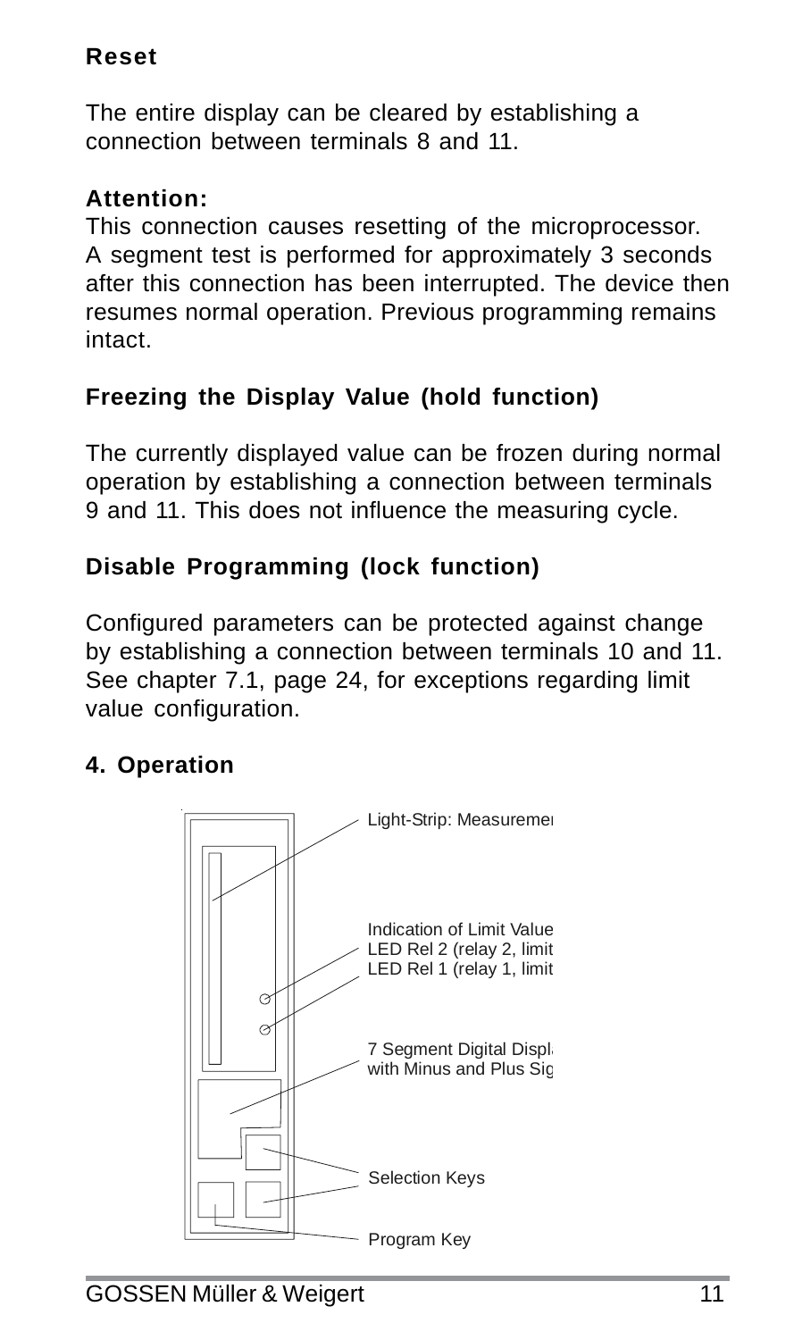**Reset**

The entire display can be cleared by establishing a connection between terminals 8 and 11.

**Attention:**
This connection causes resetting of the microprocessor. A segment test is performed for approximately 3 seconds after this connection has been interrupted. The device then resumes normal operation. Previous programming remains intact.

**Freezing the Display Value (hold function)**

The currently displayed value can be frozen during normal operation by establishing a connection between terminals 9 and 11. This does not influence the measuring cycle.

**Disable Programming (lock function)**

Configured parameters can be protected against change by establishing a connection between terminals 10 and 11. See chapter 7.1, page 24, for exceptions regarding limit value configuration.

## 4. Operation

Light-Strip: Measuremer

Indication of Limit Value
LED Rel 2 (relay 2, limit
LED Rel 1 (relay 1, limit

7 Segment Digital Displ
with Minus and Plus Sig

Selection Keys

Program Key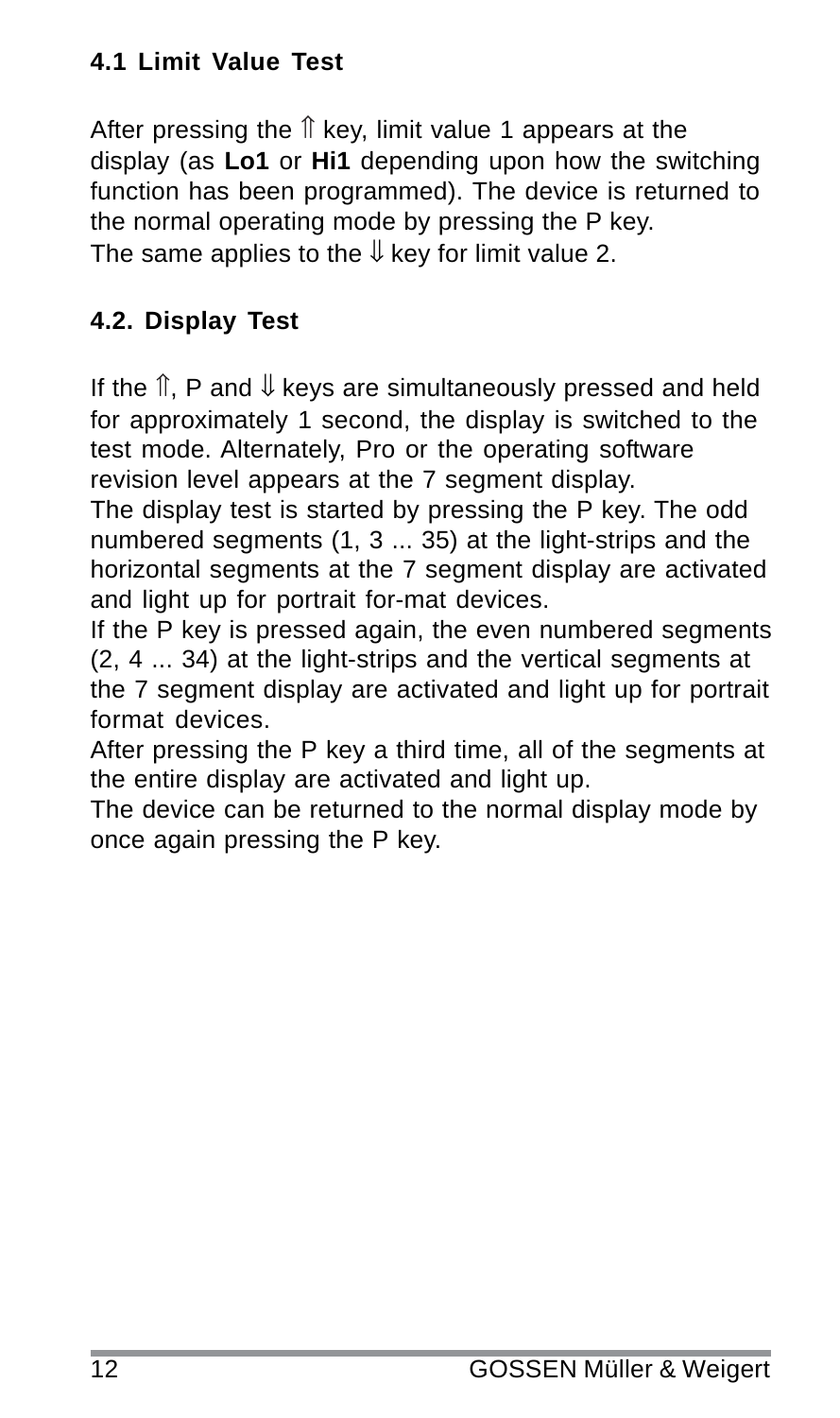## 4.1 Limit Value Test

After pressing the ⇑ key, limit value 1 appears at the display (as **Lo1** or **Hi1** depending upon how the switching function has been programmed). The device is returned to the normal operating mode by pressing the P key.
The same applies to the ⇓ key for limit value 2.

## 4.2. Display Test

If the ⇑, P and ⇓ keys are simultaneously pressed and held for approximately 1 second, the display is switched to the test mode. Alternately, Pro or the operating software revision level appears at the 7 segment display.
The display test is started by pressing the P key. The odd numbered segments (1, 3 ... 35) at the light-strips and the horizontal segments at the 7 segment display are activated and light up for portrait for-mat devices.
If the P key is pressed again, the even numbered segments (2, 4 ... 34) at the light-strips and the vertical segments at the 7 segment display are activated and light up for portrait format devices.
After pressing the P key a third time, all of the segments at the entire display are activated and light up.
The device can be returned to the normal display mode by once again pressing the P key.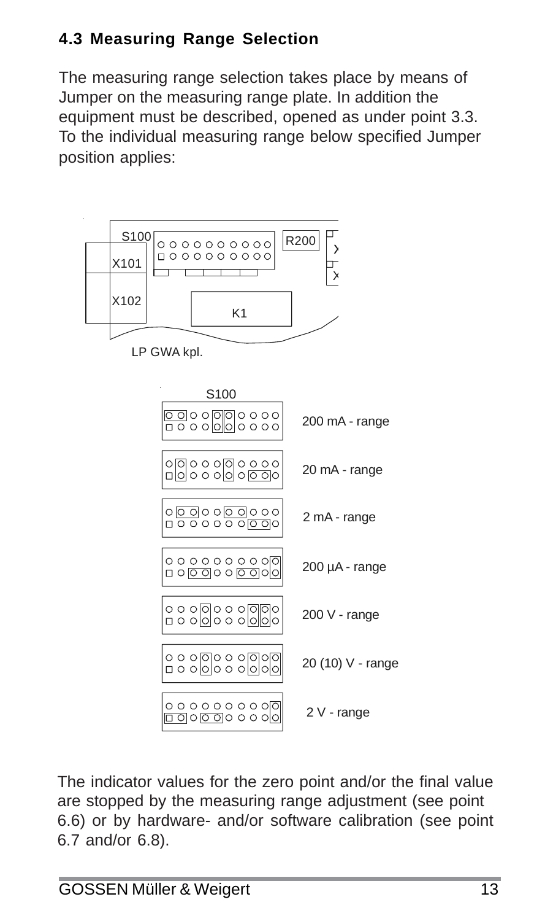## 4.3 Measuring Range Selection

The measuring range selection takes place by means of Jumper on the measuring range plate. In addition the equipment must be described, opened as under point 3.3. To the individual measuring range below specified Jumper position applies:

S100

R200

X101

X102

K1

LP GWA kpl.

S100

200 mA - range

20 mA - range

2 mA - range

200 µA - range

200 V - range

20 (10) V - range

2 V - range

The indicator values for the zero point and/or the final value are stopped by the measuring range adjustment (see point 6.6) or by hardware- and/or software calibration (see point 6.7 and/or 6.8).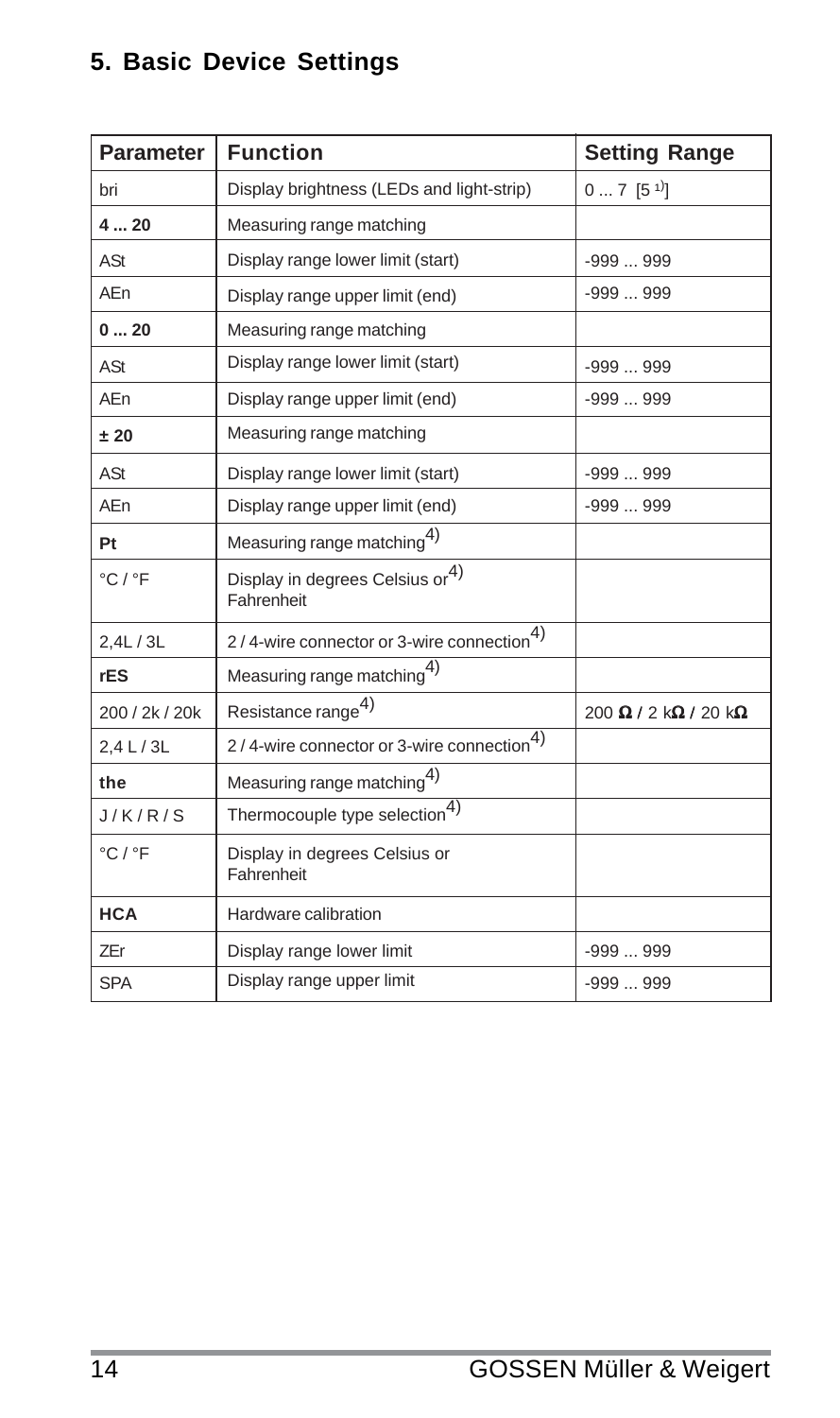## 5. Basic Device Settings

| Parameter | Function | Setting Range |
|---|---|---|
| bri | Display brightness (LEDs and light-strip) | 0 ... 7 [5 [1]] |
| **4 ... 20** | Measuring range matching | |
| ASt | Display range lower limit (start) | -999 ... 999 |
| AEn | Display range upper limit (end) | -999 ... 999 |
| **0 ... 20** | Measuring range matching | |
| ASt | Display range lower limit (start) | -999 ... 999 |
| AEn | Display range upper limit (end) | -999 ... 999 |
| **± 20** | Measuring range matching | |
| ASt | Display range lower limit (start) | -999 ... 999 |
| AEn | Display range upper limit (end) | -999 ... 999 |
| **Pt** | Measuring range matching[4)] | |
| °C / °F | Display in degrees Celsius or[4)] Fahrenheit | |
| 2,4L / 3L | 2 / 4-wire connector or 3-wire connection[4)] | |
| **rES** | Measuring range matching[4)] | |
| 200 / 2k / 20k | Resistance range[4)] | 200 **Ω /** 2 k**Ω /** 20 k**Ω** |
| 2,4 L / 3L | 2 / 4-wire connector or 3-wire connection[4)] | |
| **the** | Measuring range matching[4)] | |
| J / K / R / S | Thermocouple type selection[4)] | |
| °C / °F | Display in degrees Celsius or Fahrenheit | |
| **HCA** | Hardware calibration | |
| ZEr | Display range lower limit | -999 ... 999 |
| SPA | Display range upper limit | -999 ... 999 |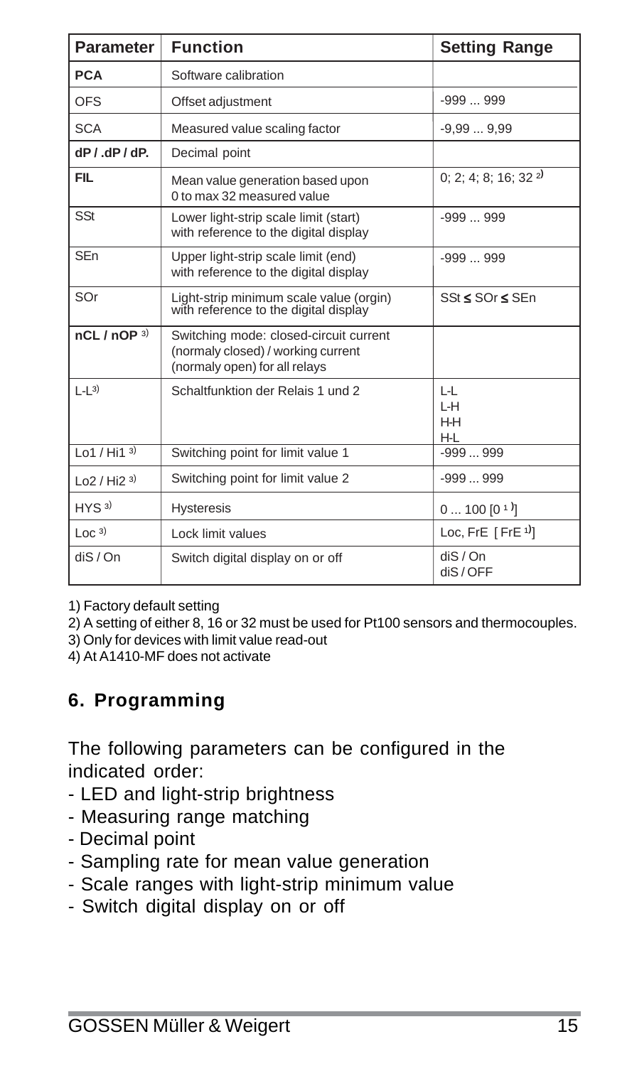| Parameter | Function | Setting Range |
|---|---|---|
| **PCA** | Software calibration | |
| OFS | Offset adjustment | -999 ... 999 |
| SCA | Measured value scaling factor | -9,99 ... 9,99 |
| **dP / .dP / dP.** | Decimal point | |
| **FIL** | Mean value generation based upon 0 to max 32 measured value | 0; 2; 4; 8; 16; 32 [2)] |
| SSt | Lower light-strip scale limit (start) with reference to the digital display | -999 ... 999 |
| SEn | Upper light-strip scale limit (end) with reference to the digital display | -999 ... 999 |
| SOr | Light-strip minimum scale value (orgin) with reference to the digital display | SSt ≤ SOr ≤ SEn |
| **nCL / nOP** [3)] | Switching mode: closed-circuit current (normaly closed) / working current (normaly open) for all relays | |
| L-L[3)] | Schaltfunktion der Relais 1 und 2 | L-L<br>L-H<br>H-H<br>H-L |
| Lo1 / Hi1 [3)] | Switching point for limit value 1 | -999 ... 999 |
| Lo2 / Hi2 [3)] | Switching point for limit value 2 | -999 ... 999 |
| HYS [3)] | Hysteresis | 0 ... 100 [0 [1)]] |
| Loc [3)] | Lock limit values | Loc, FrE [ FrE [1)]] |
| diS / On | Switch digital display on or off | diS / On<br>diS / OFF |

1) Factory default setting

2) A setting of either 8, 16 or 32 must be used for Pt100 sensors and thermocouples.

3) Only for devices with limit value read-out

4) At A1410-MF does not activate

## 6. Programming

The following parameters can be configured in the indicated order:

- LED and light-strip brightness
- Measuring range matching
- Decimal point
- Sampling rate for mean value generation
- Scale ranges with light-strip minimum value
- Switch digital display on or off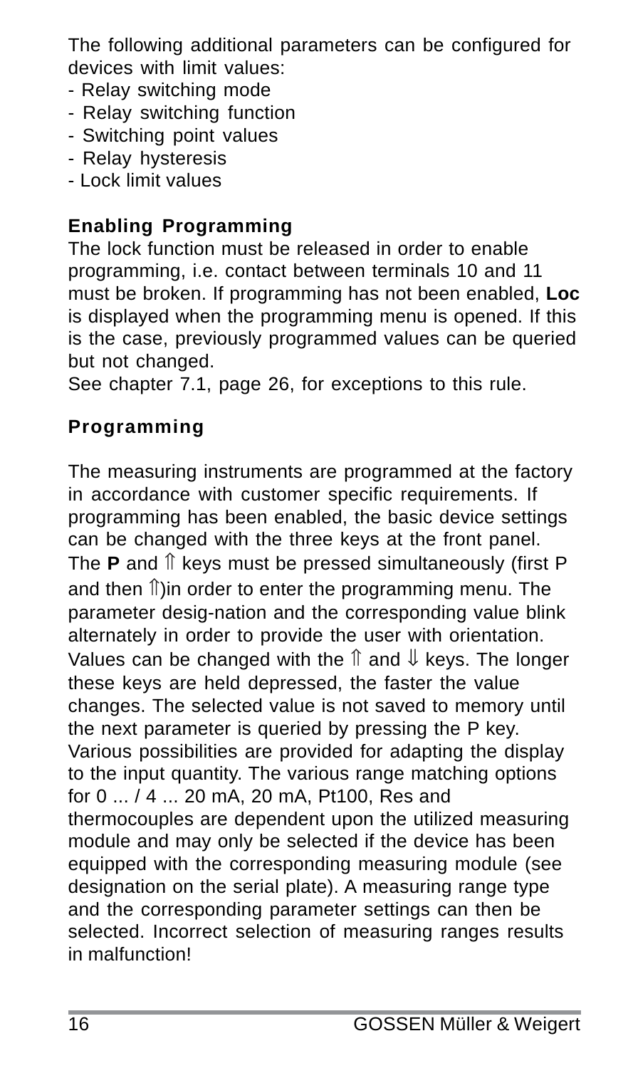The following additional parameters can be configured for devices with limit values:

- Relay switching mode
- Relay switching function
- Switching point values
- Relay hysteresis
- Lock limit values

### Enabling Programming

The lock function must be released in order to enable programming, i.e. contact between terminals 10 and 11 must be broken. If programming has not been enabled, **Loc** is displayed when the programming menu is opened. If this is the case, previously programmed values can be queried but not changed.
See chapter 7.1, page 26, for exceptions to this rule.

### Programming

The measuring instruments are programmed at the factory in accordance with customer specific requirements. If programming has been enabled, the basic device settings can be changed with the three keys at the front panel. The **P** and ⇑ keys must be pressed simultaneously (first P and then ⇑)in order to enter the programming menu. The parameter desig-nation and the corresponding value blink alternately in order to provide the user with orientation. Values can be changed with the ⇑ and ⇓ keys. The longer these keys are held depressed, the faster the value changes. The selected value is not saved to memory until the next parameter is queried by pressing the P key. Various possibilities are provided for adapting the display to the input quantity. The various range matching options for 0 ... / 4 ... 20 mA, 20 mA, Pt100, Res and thermocouples are dependent upon the utilized measuring module and may only be selected if the device has been equipped with the corresponding measuring module (see designation on the serial plate). A measuring range type and the corresponding parameter settings can then be selected. Incorrect selection of measuring ranges results in malfunction!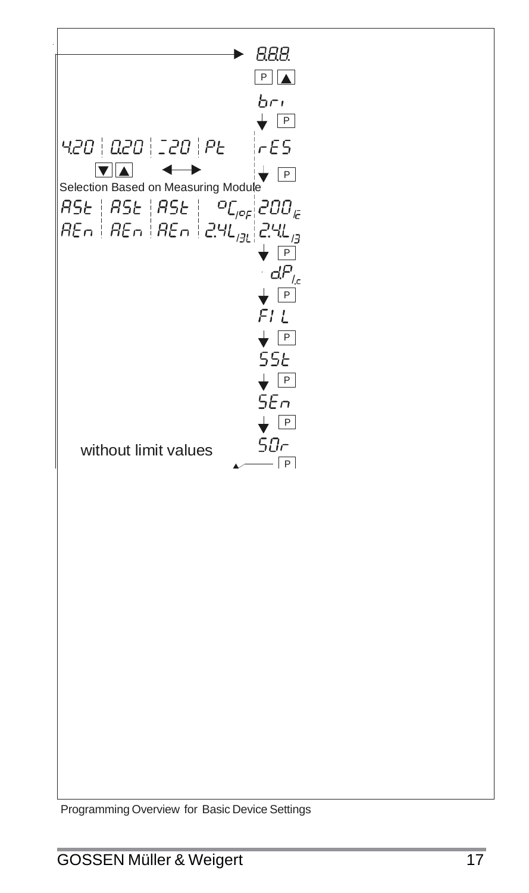8.8.8.

P ▲

bri

P

4.20 | 0.20 | -20 | Pt

rES

▼ ▲

P

Selection Based on Measuring Module

ASt | ASt | ASt | °C/°F | 200/c

AEn | AEn | AEn | 24L/3L | 24L/3

P

dP/c

P

FIL

P

SSt

P

SEn

P

without limit values

SOr

P

Programming Overview for Basic Device Settings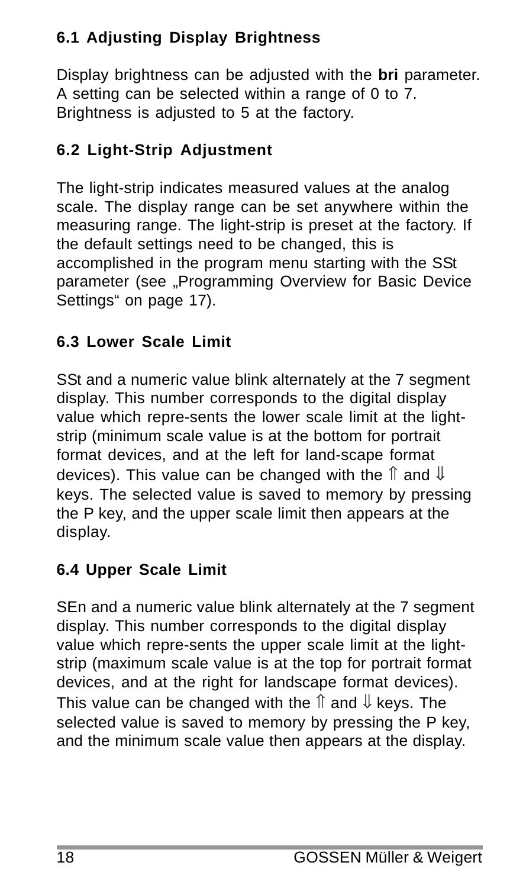## 6.1 Adjusting Display Brightness

Display brightness can be adjusted with the **bri** parameter. A setting can be selected within a range of 0 to 7. Brightness is adjusted to 5 at the factory.

## 6.2 Light-Strip Adjustment

The light-strip indicates measured values at the analog scale. The display range can be set anywhere within the measuring range. The light-strip is preset at the factory. If the default settings need to be changed, this is accomplished in the program menu starting with the SSt parameter (see „Programming Overview for Basic Device Settings“ on page 17).

## 6.3 Lower Scale Limit

SSt and a numeric value blink alternately at the 7 segment display. This number corresponds to the digital display value which repre-sents the lower scale limit at the light-strip (minimum scale value is at the bottom for portrait format devices, and at the left for land-scape format devices). This value can be changed with the ⇑ and ⇓ keys. The selected value is saved to memory by pressing the P key, and the upper scale limit then appears at the display.

## 6.4 Upper Scale Limit

SEn and a numeric value blink alternately at the 7 segment display. This number corresponds to the digital display value which repre-sents the upper scale limit at the light-strip (maximum scale value is at the top for portrait format devices, and at the right for landscape format devices). This value can be changed with the ⇑ and ⇓ keys. The selected value is saved to memory by pressing the P key, and the minimum scale value then appears at the display.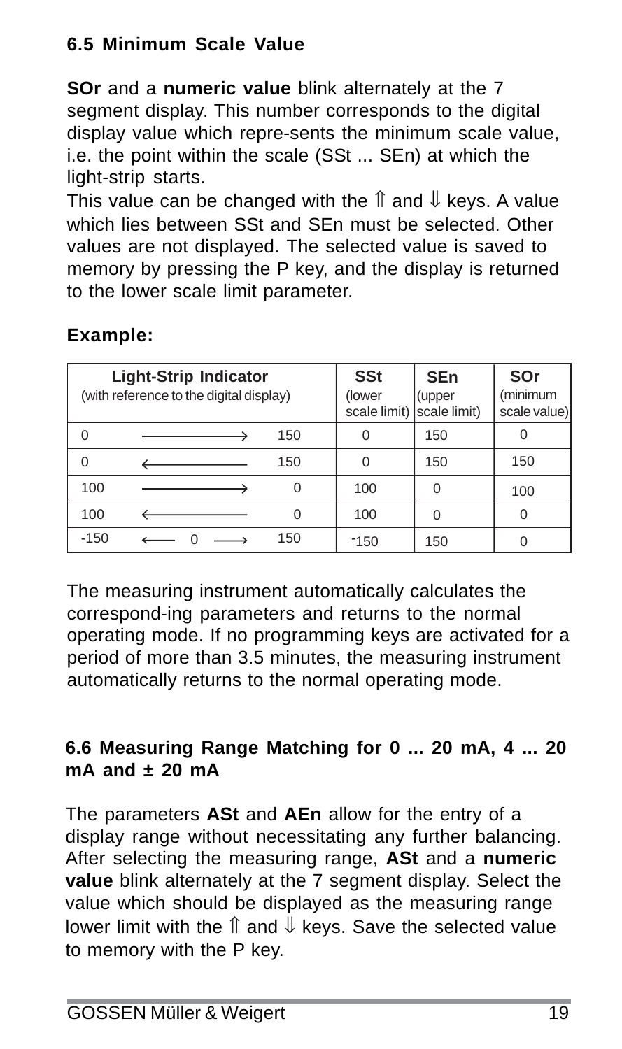## 6.5 Minimum Scale Value

**SOr** and a **numeric value** blink alternately at the 7 segment display. This number corresponds to the digital display value which repre-sents the minimum scale value, i.e. the point within the scale (SSt ... SEn) at which the light-strip starts.

This value can be changed with the ⇑ and ⇓ keys. A value which lies between SSt and SEn must be selected. Other values are not displayed. The selected value is saved to memory by pressing the P key, and the display is returned to the lower scale limit parameter.

### Example:

| Light-Strip Indicator (with reference to the digital display) | | | SSt (lower scale limit) | SEn (upper scale limit) | SOr (minimum scale value) |
|---|---|---|---|---|---|
| 0 | ⟶ | 150 | 0 | 150 | 0 |
| 0 | ⟵ | 150 | 0 | 150 | 150 |
| 100 | ⟶ | 0 | 100 | 0 | 100 |
| 100 | ⟵ | 0 | 100 | 0 | 0 |
| -150 | ⟵ 0 ⟶ | 150 | -150 | 150 | 0 |

The measuring instrument automatically calculates the correspond-ing parameters and returns to the normal operating mode. If no programming keys are activated for a period of more than 3.5 minutes, the measuring instrument automatically returns to the normal operating mode.

## 6.6 Measuring Range Matching for 0 ... 20 mA, 4 ... 20 mA and ± 20 mA

The parameters **ASt** and **AEn** allow for the entry of a display range without necessitating any further balancing. After selecting the measuring range, **ASt** and a **numeric value** blink alternately at the 7 segment display. Select the value which should be displayed as the measuring range lower limit with the ⇑ and ⇓ keys. Save the selected value to memory with the P key.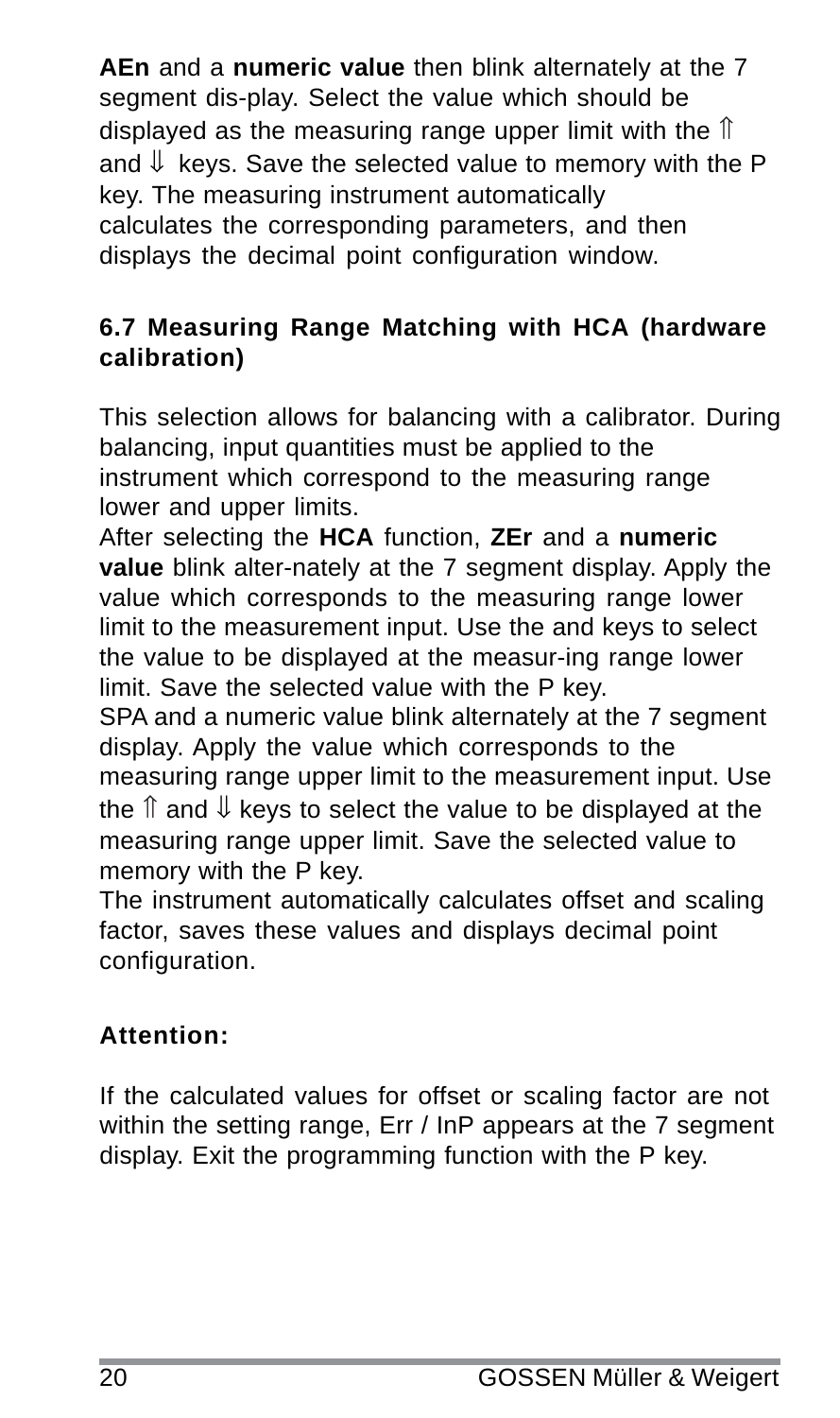**AEn** and a **numeric value** then blink alternately at the 7 segment dis-play. Select the value which should be displayed as the measuring range upper limit with the ⇑ and ⇓ keys. Save the selected value to memory with the P key. The measuring instrument automatically calculates the corresponding parameters, and then displays the decimal point configuration window.

### 6.7 Measuring Range Matching with HCA (hardware calibration)

This selection allows for balancing with a calibrator. During balancing, input quantities must be applied to the instrument which correspond to the measuring range lower and upper limits.
After selecting the **HCA** function, **ZEr** and a **numeric value** blink alter-nately at the 7 segment display. Apply the value which corresponds to the measuring range lower limit to the measurement input. Use the and keys to select the value to be displayed at the measur-ing range lower limit. Save the selected value with the P key.
SPA and a numeric value blink alternately at the 7 segment display. Apply the value which corresponds to the measuring range upper limit to the measurement input. Use the ⇑ and ⇓ keys to select the value to be displayed at the measuring range upper limit. Save the selected value to memory with the P key.
The instrument automatically calculates offset and scaling factor, saves these values and displays decimal point configuration.

**Attention:**

If the calculated values for offset or scaling factor are not within the setting range, Err / InP appears at the 7 segment display. Exit the programming function with the P key.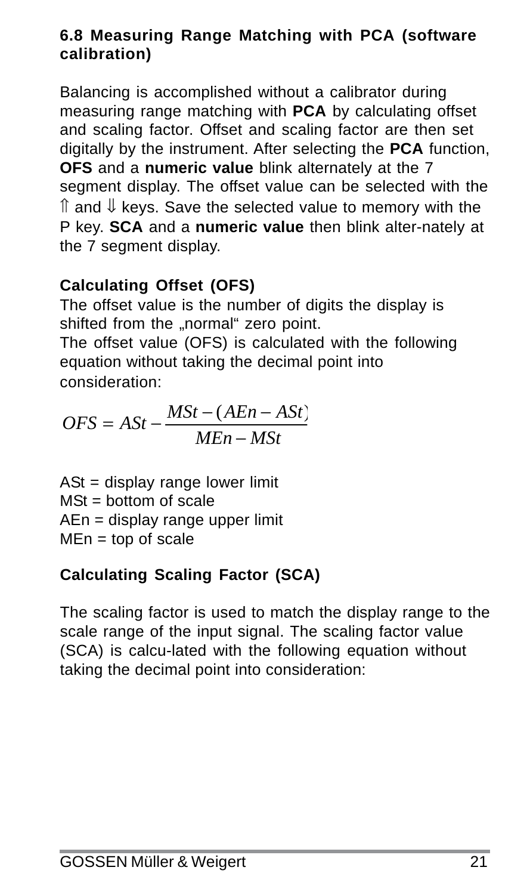## 6.8 Measuring Range Matching with PCA (software calibration)

Balancing is accomplished without a calibrator during measuring range matching with **PCA** by calculating offset and scaling factor. Offset and scaling factor are then set digitally by the instrument. After selecting the **PCA** function, **OFS** and a **numeric value** blink alternately at the 7 segment display. The offset value can be selected with the ⇑ and ⇓ keys. Save the selected value to memory with the P key. **SCA** and a **numeric value** then blink alter-nately at the 7 segment display.

### Calculating Offset (OFS)

The offset value is the number of digits the display is shifted from the „normal“ zero point.
The offset value (OFS) is calculated with the following equation without taking the decimal point into consideration:

$$OFS = ASt - \frac{MSt - (AEn - ASt)}{MEn - MSt}$$

ASt = display range lower limit
MSt = bottom of scale
AEn = display range upper limit
MEn = top of scale

### Calculating Scaling Factor (SCA)

The scaling factor is used to match the display range to the scale range of the input signal. The scaling factor value (SCA) is calcu-lated with the following equation without taking the decimal point into consideration: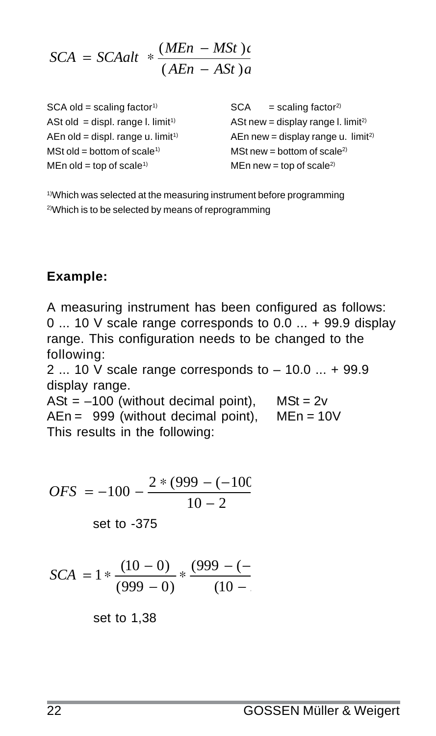$$SCA = SCAalt * \frac{(MEn - MSt)\iota}{(AEn - ASt)a}$$

SCA old = scaling factor[1]
ASt old = displ. range l. limit[1]
AEn old = displ. range u. limit[1]
MSt old = bottom of scale[1]
MEn old = top of scale[1]

SCA = scaling factor[2]
ASt new = display range l. limit[2]
AEn new = display range u. limit[2]
MSt new = bottom of scale[2]
MEn new = top of scale[2]

[1]Which was selected at the measuring instrument before programming
[2]Which is to be selected by means of reprogramming

**Example:**

A measuring instrument has been configured as follows: 0 ... 10 V scale range corresponds to 0.0 ... + 99.9 display range. This configuration needs to be changed to the following:
2 ... 10 V scale range corresponds to – 10.0 ... + 99.9 display range.
ASt = –100 (without decimal point), MSt = 2v
AEn = 999 (without decimal point), MEn = 10V
This results in the following:

$$OFS = -100 - \frac{2 * (999 - (-10\text{C}}{10 - 2}$$

set to -375

$$SCA = 1 * \frac{(10 - 0)}{(999 - 0)} * \frac{(999 - (-}{(10 - }$$

set to 1,38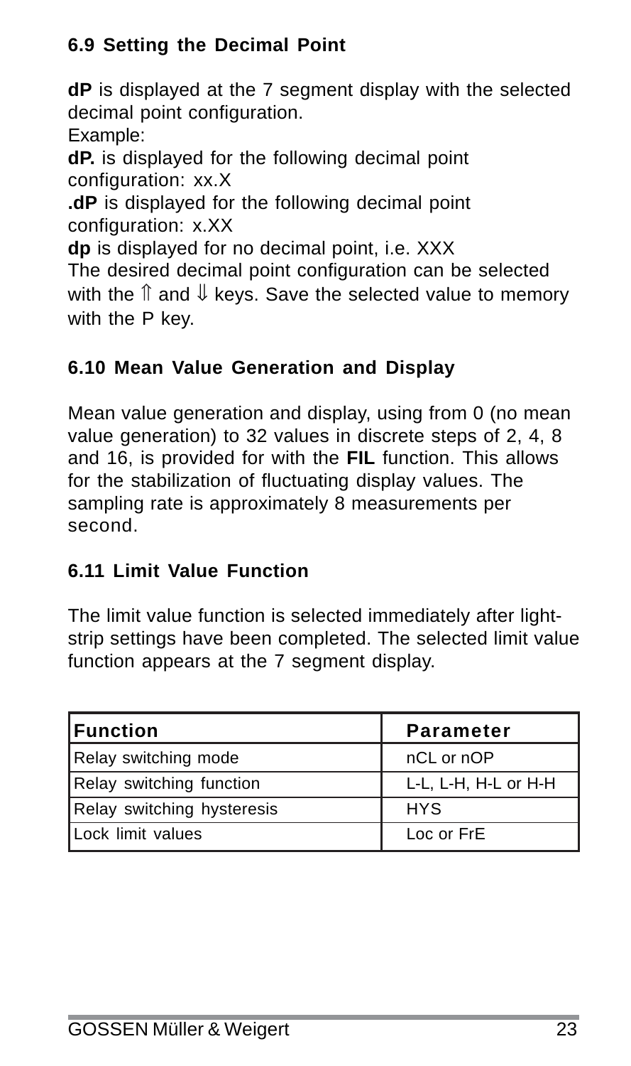### 6.9 Setting the Decimal Point

**dP** is displayed at the 7 segment display with the selected decimal point configuration.
Example:
**dP.** is displayed for the following decimal point configuration: xx.X
**.dP** is displayed for the following decimal point configuration: x.XX
**dp** is displayed for no decimal point, i.e. XXX
The desired decimal point configuration can be selected with the ⇑ and ⇓ keys. Save the selected value to memory with the P key.

### 6.10 Mean Value Generation and Display

Mean value generation and display, using from 0 (no mean value generation) to 32 values in discrete steps of 2, 4, 8 and 16, is provided for with the **FIL** function. This allows for the stabilization of fluctuating display values. The sampling rate is approximately 8 measurements per second.

### 6.11 Limit Value Function

The limit value function is selected immediately after light-strip settings have been completed. The selected limit value function appears at the 7 segment display.

| Function | Parameter |
|---|---|
| Relay switching mode | nCL or nOP |
| Relay switching function | L-L, L-H, H-L or H-H |
| Relay switching hysteresis | HYS |
| Lock limit values | Loc or FrE |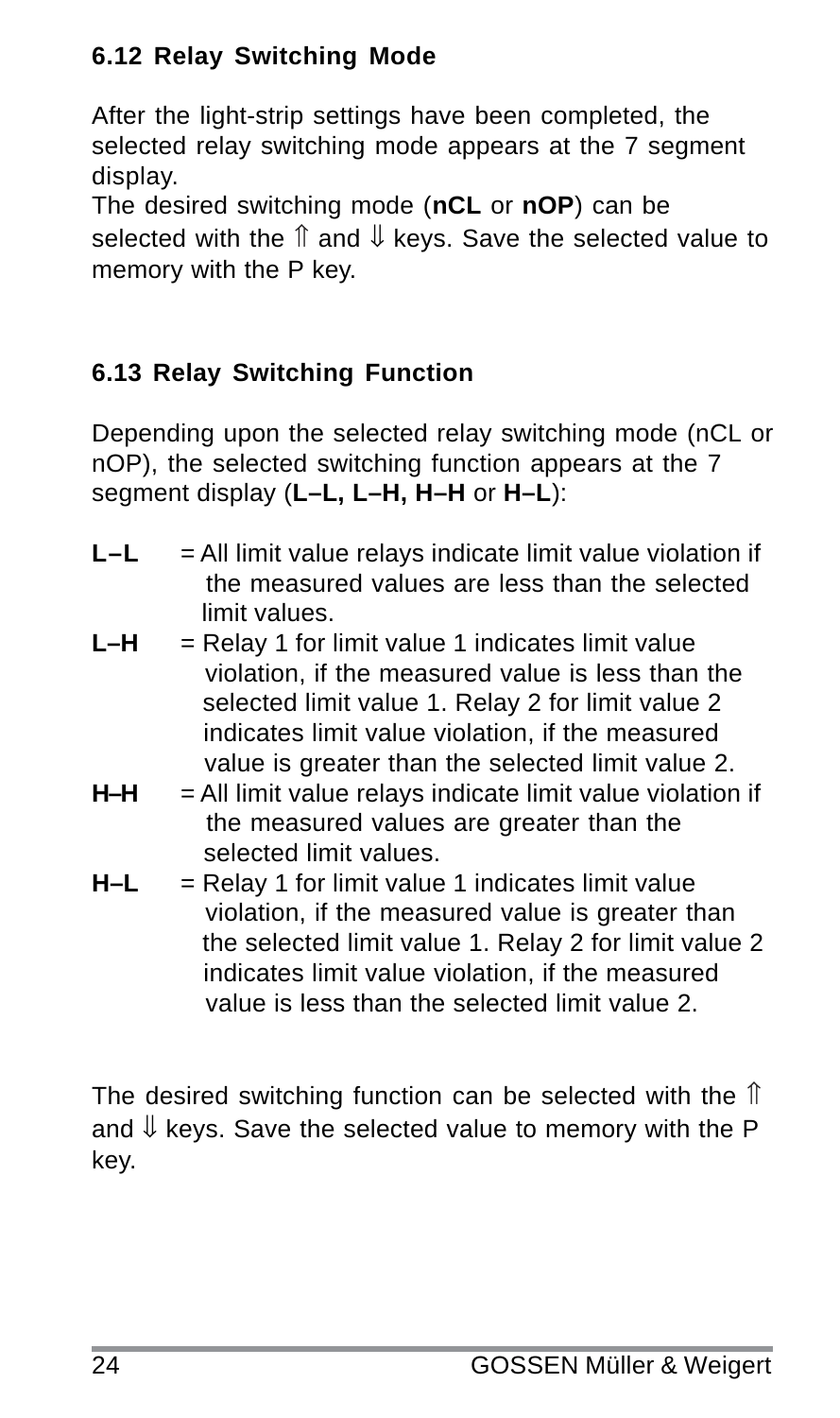## 6.12 Relay Switching Mode

After the light-strip settings have been completed, the selected relay switching mode appears at the 7 segment display.
The desired switching mode (**nCL** or **nOP**) can be selected with the ⇑ and ⇓ keys. Save the selected value to memory with the P key.

## 6.13 Relay Switching Function

Depending upon the selected relay switching mode (nCL or nOP), the selected switching function appears at the 7 segment display (**L–L, L–H, H–H** or **H–L**):

**L–L** = All limit value relays indicate limit value violation if the measured values are less than the selected limit values.

**L–H** = Relay 1 for limit value 1 indicates limit value violation, if the measured value is less than the selected limit value 1. Relay 2 for limit value 2 indicates limit value violation, if the measured value is greater than the selected limit value 2.

**H–H** = All limit value relays indicate limit value violation if the measured values are greater than the selected limit values.

**H–L** = Relay 1 for limit value 1 indicates limit value violation, if the measured value is greater than the selected limit value 1. Relay 2 for limit value 2 indicates limit value violation, if the measured value is less than the selected limit value 2.

The desired switching function can be selected with the ⇑ and ⇓ keys. Save the selected value to memory with the P key.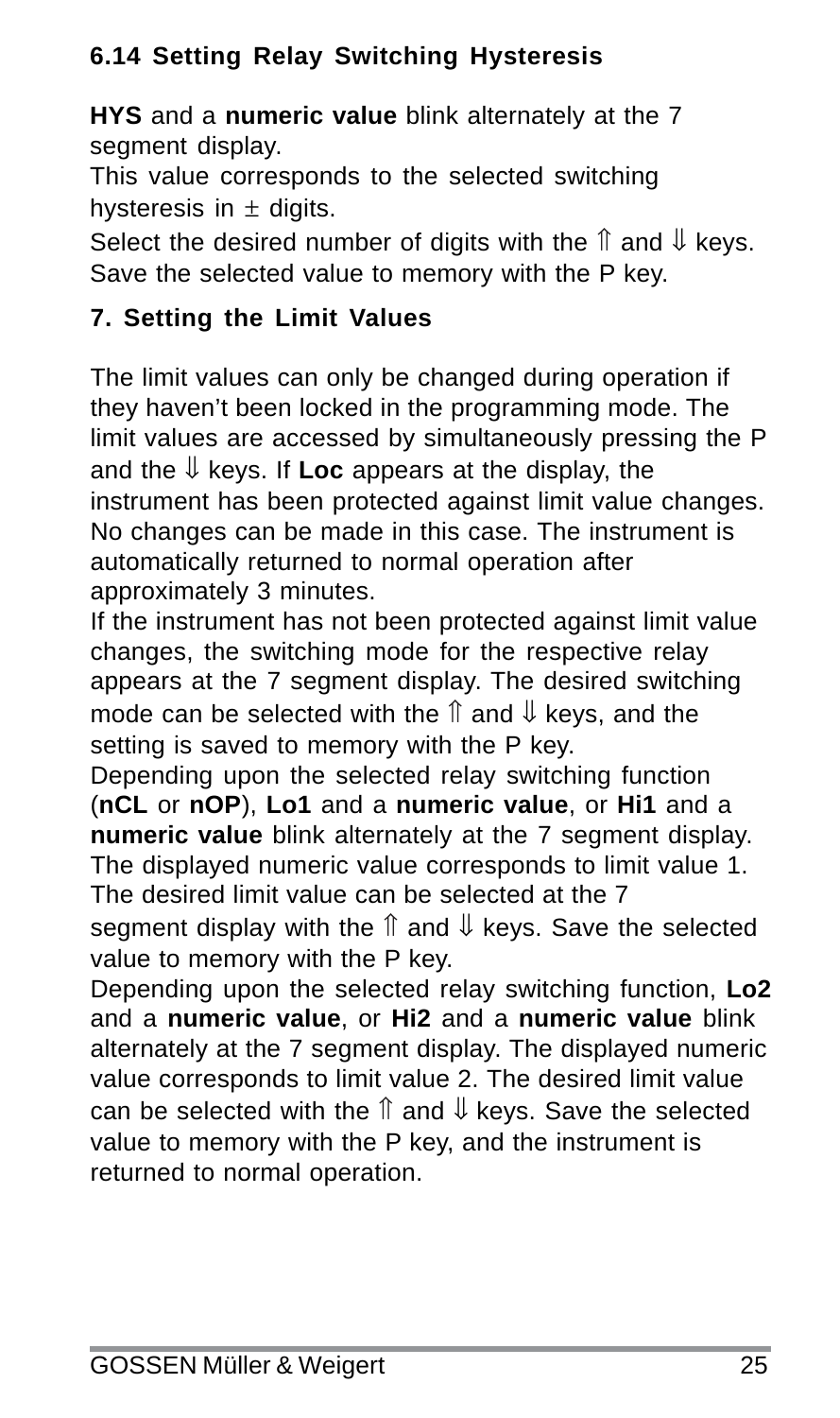### 6.14 Setting Relay Switching Hysteresis

**HYS** and a **numeric value** blink alternately at the 7 segment display.
This value corresponds to the selected switching hysteresis in ± digits.
Select the desired number of digits with the ⇑ and ⇓ keys.
Save the selected value to memory with the P key.

## 7. Setting the Limit Values

The limit values can only be changed during operation if they haven't been locked in the programming mode. The limit values are accessed by simultaneously pressing the P and the ⇓ keys. If **Loc** appears at the display, the instrument has been protected against limit value changes. No changes can be made in this case. The instrument is automatically returned to normal operation after approximately 3 minutes.
If the instrument has not been protected against limit value changes, the switching mode for the respective relay appears at the 7 segment display. The desired switching mode can be selected with the ⇑ and ⇓ keys, and the setting is saved to memory with the P key.
Depending upon the selected relay switching function (**nCL** or **nOP**), **Lo1** and a **numeric value**, or **Hi1** and a **numeric value** blink alternately at the 7 segment display. The displayed numeric value corresponds to limit value 1. The desired limit value can be selected at the 7 segment display with the ⇑ and ⇓ keys. Save the selected value to memory with the P key.
Depending upon the selected relay switching function, **Lo2** and a **numeric value**, or **Hi2** and a **numeric value** blink alternately at the 7 segment display. The displayed numeric value corresponds to limit value 2. The desired limit value can be selected with the ⇑ and ⇓ keys. Save the selected value to memory with the P key, and the instrument is returned to normal operation.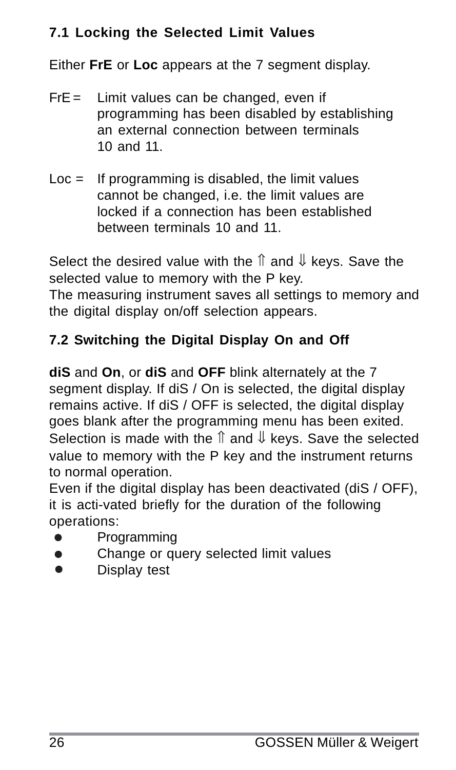### 7.1 Locking the Selected Limit Values

Either **FrE** or **Loc** appears at the 7 segment display.

FrE = Limit values can be changed, even if programming has been disabled by establishing an external connection between terminals 10 and 11.

Loc = If programming is disabled, the limit values cannot be changed, i.e. the limit values are locked if a connection has been established between terminals 10 and 11.

Select the desired value with the ⇑ and ⇓ keys. Save the selected value to memory with the P key.
The measuring instrument saves all settings to memory and the digital display on/off selection appears.

### 7.2 Switching the Digital Display On and Off

**diS** and **On**, or **diS** and **OFF** blink alternately at the 7 segment display. If diS / On is selected, the digital display remains active. If diS / OFF is selected, the digital display goes blank after the programming menu has been exited. Selection is made with the ⇑ and ⇓ keys. Save the selected value to memory with the P key and the instrument returns to normal operation.
Even if the digital display has been deactivated (diS / OFF), it is acti-vated briefly for the duration of the following operations:

- Programming
- Change or query selected limit values
- Display test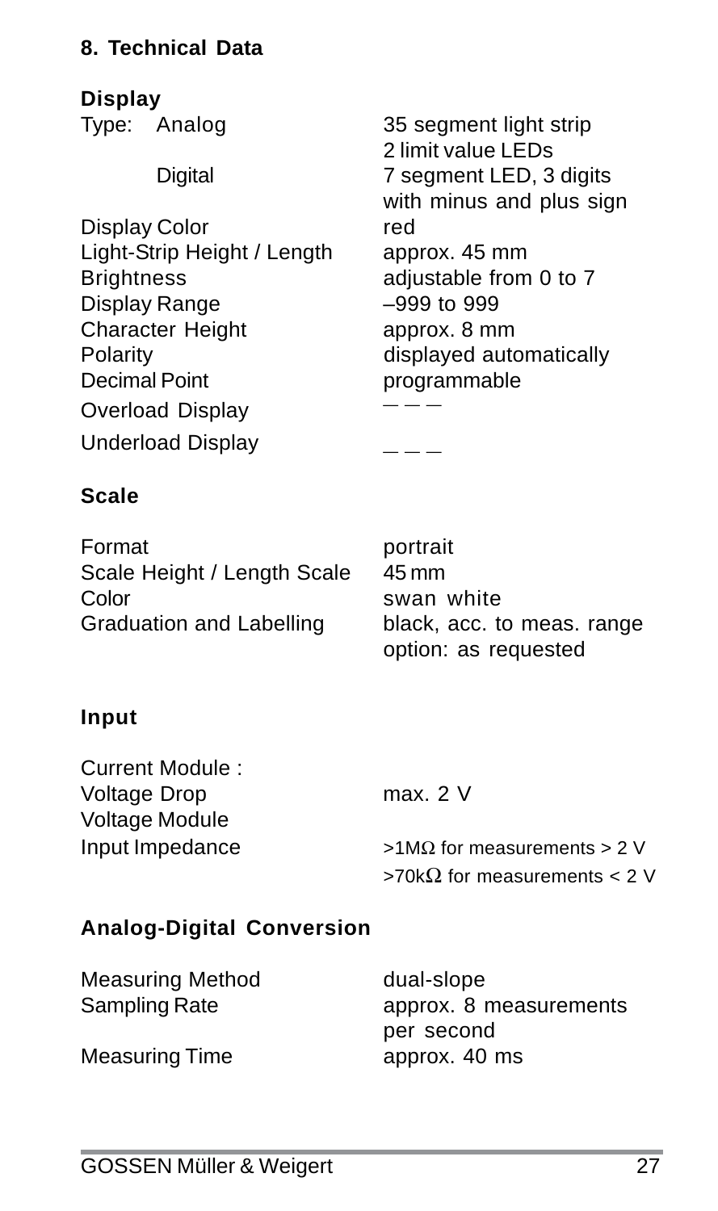## 8. Technical Data

### Display

| | |
|---|---|
| Type: Analog | 35 segment light strip<br>2 limit value LEDs |
| Digital | 7 segment LED, 3 digits<br>with minus and plus sign |
| Display Color | red |
| Light-Strip Height / Length | approx. 45 mm |
| Brightness | adjustable from 0 to 7 |
| Display Range | –999 to 999 |
| Character Height | approx. 8 mm |
| Polarity | displayed automatically |
| Decimal Point | programmable |
| Overload Display | ‾ ‾ ‾ |
| Underload Display | _ _ _ |

### Scale

| | |
|---|---|
| Format | portrait |
| Scale Height / Length Scale | 45 mm |
| Color | swan white |
| Graduation and Labelling | black, acc. to meas. range<br>option: as requested |

### Input

| | |
|---|---|
| Current Module : | |
| Voltage Drop | max. 2 V |
| Voltage Module | |
| Input Impedance | >1MΩ for measurements > 2 V<br>>70kΩ for measurements < 2 V |

### Analog-Digital Conversion

| | |
|---|---|
| Measuring Method | dual-slope |
| Sampling Rate | approx. 8 measurements<br>per second |
| Measuring Time | approx. 40 ms |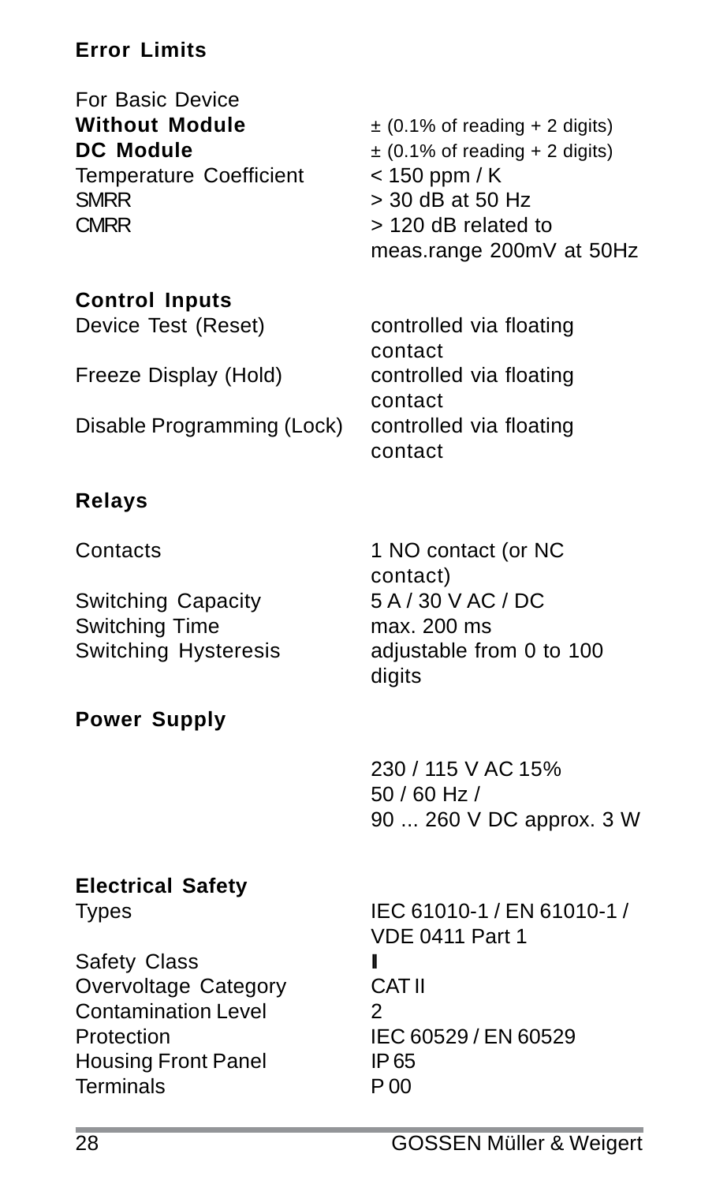## Error Limits

| | |
|---|---|
| For Basic Device | |
| **Without Module** | ± (0.1% of reading + 2 digits) |
| **DC Module** | ± (0.1% of reading + 2 digits) |
| Temperature Coefficient | < 150 ppm / K |
| SMRR | > 30 dB at 50 Hz |
| CMRR | > 120 dB related to meas.range 200mV at 50Hz |

## Control Inputs

| | |
|---|---|
| Device Test (Reset) | controlled via floating contact |
| Freeze Display (Hold) | controlled via floating contact |
| Disable Programming (Lock) | controlled via floating contact |

## Relays

| | |
|---|---|
| Contacts | 1 NO contact (or NC contact) |
| Switching Capacity | 5 A / 30 V AC / DC |
| Switching Time | max. 200 ms |
| Switching Hysteresis | adjustable from 0 to 100 digits |

## Power Supply

230 / 115 V AC 15%
50 / 60 Hz /
90 ... 260 V DC approx. 3 W

## Electrical Safety

| | |
|---|---|
| Types | IEC 61010-1 / EN 61010-1 / VDE 0411 Part 1 |
| Safety Class | I |
| Overvoltage Category | CAT II |
| Contamination Level | 2 |
| Protection | IEC 60529 / EN 60529 |
| Housing Front Panel | IP 65 |
| Terminals | P 00 |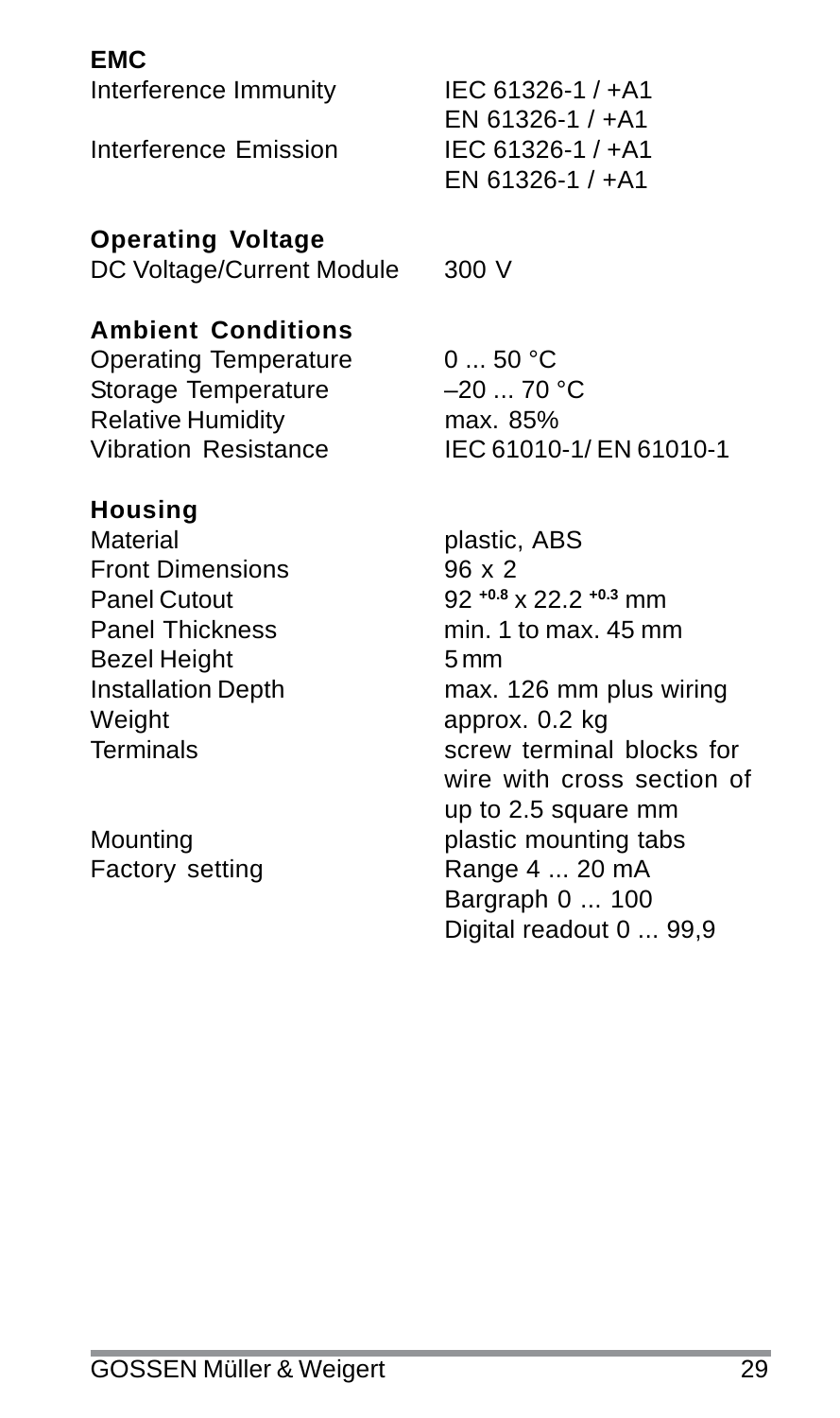**EMC**

| | |
|---|---|
| Interference Immunity | IEC 61326-1 / +A1<br>EN 61326-1 / +A1 |
| Interference Emission | IEC 61326-1 / +A1<br>EN 61326-1 / +A1 |

**Operating Voltage**

| | |
|---|---|
| DC Voltage/Current Module | 300 V |

**Ambient Conditions**

| | |
|---|---|
| Operating Temperature | 0 ... 50 °C |
| Storage Temperature | –20 ... 70 °C |
| Relative Humidity | max. 85% |
| Vibration Resistance | IEC 61010-1/ EN 61010-1 |

**Housing**

| | |
|---|---|
| Material | plastic, ABS |
| Front Dimensions | 96 x 2 |
| Panel Cutout | $92^{+0.8} \times 22.2^{+0.3}$ mm |
| Panel Thickness | min. 1 to max. 45 mm |
| Bezel Height | 5 mm |
| Installation Depth | max. 126 mm plus wiring |
| Weight | approx. 0.2 kg |
| Terminals | screw terminal blocks for wire with cross section of up to 2.5 square mm |
| Mounting | plastic mounting tabs |
| Factory setting | Range 4 ... 20 mA<br>Bargraph 0 ... 100<br>Digital readout 0 ... 99,9 |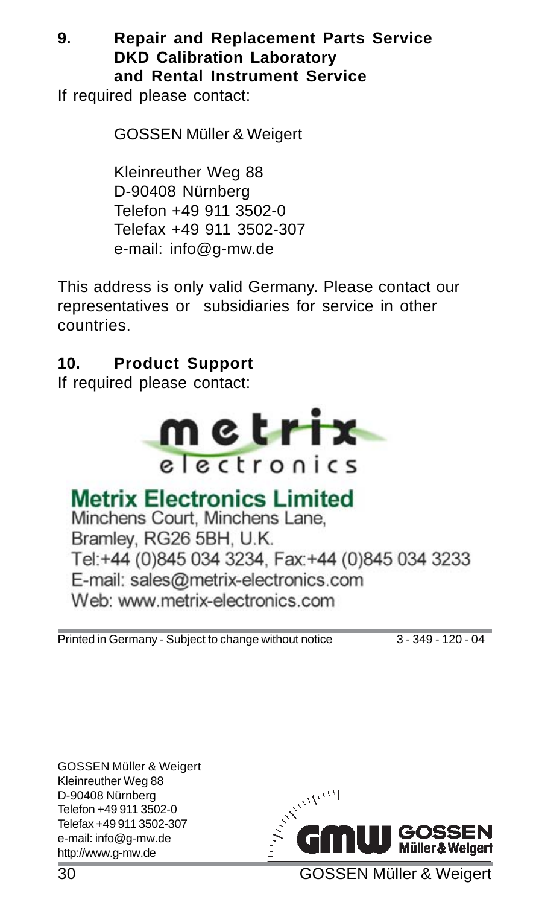## 9. Repair and Replacement Parts Service DKD Calibration Laboratory and Rental Instrument Service

If required please contact:

GOSSEN Müller & Weigert

Kleinreuther Weg 88
D-90408 Nürnberg
Telefon +49 911 3502-0
Telefax +49 911 3502-307
e-mail: info@g-mw.de

This address is only valid Germany. Please contact our representatives or subsidiaries for service in other countries.

## 10. Product Support

If required please contact:

metrix electronics

**Metrix Electronics Limited**
Minchens Court, Minchens Lane,
Bramley, RG26 5BH, U.K.
Tel:+44 (0)845 034 3234, Fax:+44 (0)845 034 3233
E-mail: sales@metrix-electronics.com
Web: www.metrix-electronics.com

Printed in Germany - Subject to change without notice 3 - 349 - 120 - 04

GOSSEN Müller & Weigert
Kleinreuther Weg 88
D-90408 Nürnberg
Telefon +49 911 3502-0
Telefax +49 911 3502-307
e-mail: info@g-mw.de
http://www.g-mw.de

GMW GOSSEN Müller & Weigert